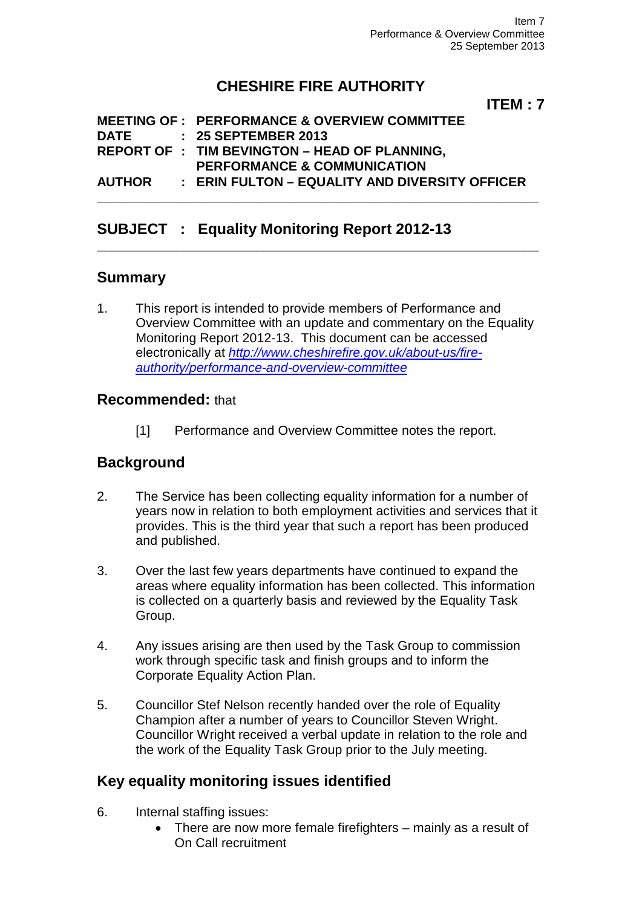# CHESHIRE FIRE AUTHORITY

**ITEM : 7**

**MEETING OF : PERFORMANCE & OVERVIEW COMMITTEE**
**DATE : 25 SEPTEMBER 2013**
**REPORT OF : TIM BEVINGTON – HEAD OF PLANNING, PERFORMANCE & COMMUNICATION**
**AUTHOR : ERIN FULTON – EQUALITY AND DIVERSITY OFFICER**

---

## SUBJECT : Equality Monitoring Report 2012-13

---

## Summary

1. This report is intended to provide members of Performance and Overview Committee with an update and commentary on the Equality Monitoring Report 2012-13. This document can be accessed electronically at *http://www.cheshirefire.gov.uk/about-us/fire-authority/performance-and-overview-committee*

## Recommended: that

[1] Performance and Overview Committee notes the report.

## Background

2. The Service has been collecting equality information for a number of years now in relation to both employment activities and services that it provides. This is the third year that such a report has been produced and published.

3. Over the last few years departments have continued to expand the areas where equality information has been collected. This information is collected on a quarterly basis and reviewed by the Equality Task Group.

4. Any issues arising are then used by the Task Group to commission work through specific task and finish groups and to inform the Corporate Equality Action Plan.

5. Councillor Stef Nelson recently handed over the role of Equality Champion after a number of years to Councillor Steven Wright. Councillor Wright received a verbal update in relation to the role and the work of the Equality Task Group prior to the July meeting.

## Key equality monitoring issues identified

6. Internal staffing issues:
   - There are now more female firefighters – mainly as a result of On Call recruitment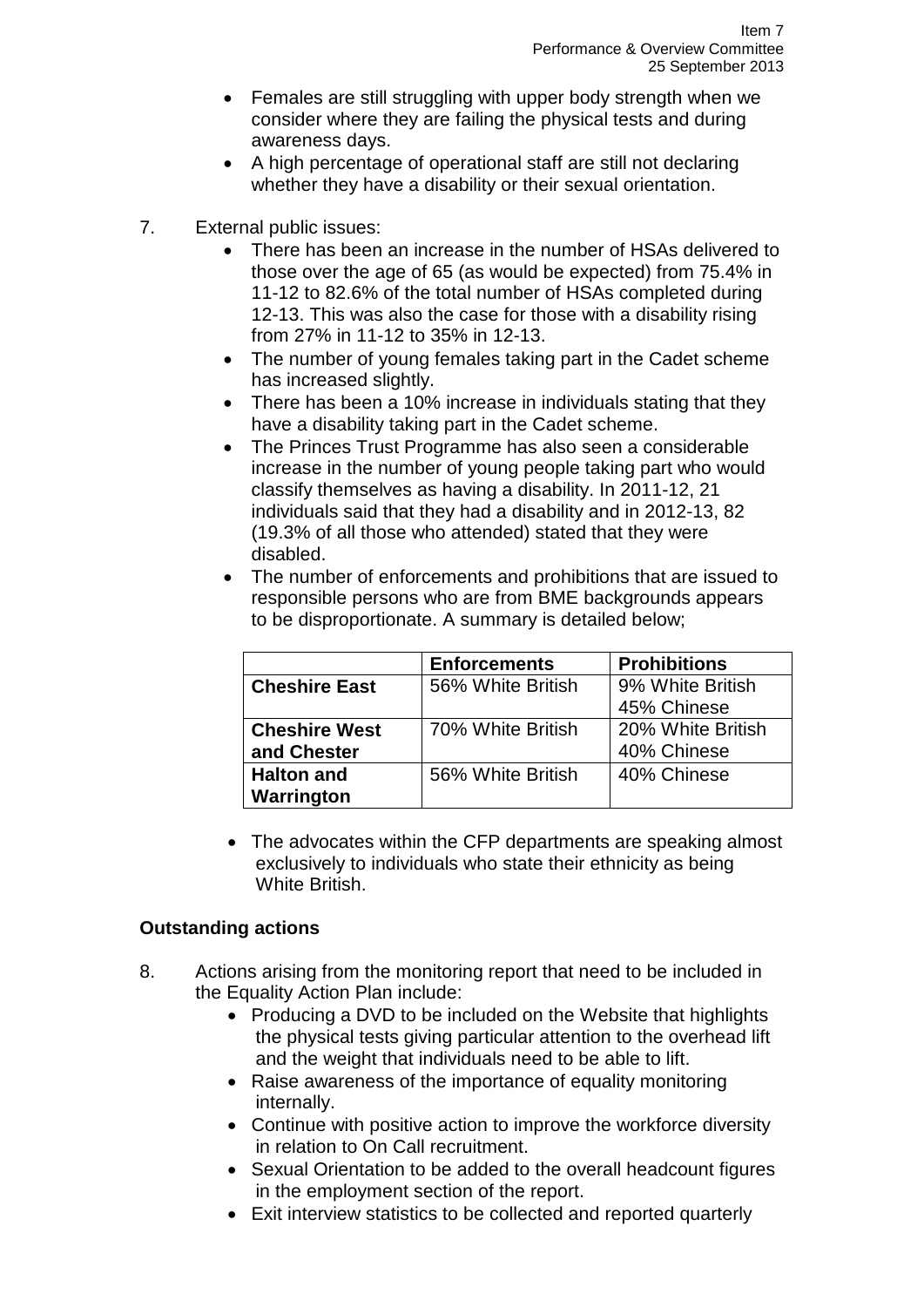- Females are still struggling with upper body strength when we consider where they are failing the physical tests and during awareness days.
- A high percentage of operational staff are still not declaring whether they have a disability or their sexual orientation.

7. External public issues:
   - There has been an increase in the number of HSAs delivered to those over the age of 65 (as would be expected) from 75.4% in 11-12 to 82.6% of the total number of HSAs completed during 12-13. This was also the case for those with a disability rising from 27% in 11-12 to 35% in 12-13.
   - The number of young females taking part in the Cadet scheme has increased slightly.
   - There has been a 10% increase in individuals stating that they have a disability taking part in the Cadet scheme.
   - The Princes Trust Programme has also seen a considerable increase in the number of young people taking part who would classify themselves as having a disability. In 2011-12, 21 individuals said that they had a disability and in 2012-13, 82 (19.3% of all those who attended) stated that they were disabled.
   - The number of enforcements and prohibitions that are issued to responsible persons who are from BME backgrounds appears to be disproportionate. A summary is detailed below;

| | Enforcements | Prohibitions |
|---|---|---|
| **Cheshire East** | 56% White British | 9% White British<br>45% Chinese |
| **Cheshire West and Chester** | 70% White British | 20% White British<br>40% Chinese |
| **Halton and Warrington** | 56% White British | 40% Chinese |

   - The advocates within the CFP departments are speaking almost exclusively to individuals who state their ethnicity as being White British.

**Outstanding actions**

8. Actions arising from the monitoring report that need to be included in the Equality Action Plan include:
   - Producing a DVD to be included on the Website that highlights the physical tests giving particular attention to the overhead lift and the weight that individuals need to be able to lift.
   - Raise awareness of the importance of equality monitoring internally.
   - Continue with positive action to improve the workforce diversity in relation to On Call recruitment.
   - Sexual Orientation to be added to the overall headcount figures in the employment section of the report.
   - Exit interview statistics to be collected and reported quarterly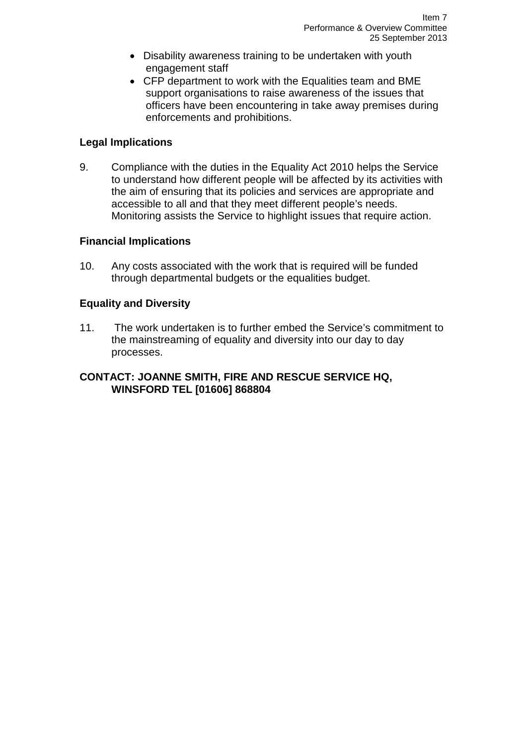- Disability awareness training to be undertaken with youth engagement staff
- CFP department to work with the Equalities team and BME support organisations to raise awareness of the issues that officers have been encountering in take away premises during enforcements and prohibitions.

**Legal Implications**

9. Compliance with the duties in the Equality Act 2010 helps the Service to understand how different people will be affected by its activities with the aim of ensuring that its policies and services are appropriate and accessible to all and that they meet different people's needs. Monitoring assists the Service to highlight issues that require action.

**Financial Implications**

10. Any costs associated with the work that is required will be funded through departmental budgets or the equalities budget.

**Equality and Diversity**

11. The work undertaken is to further embed the Service's commitment to the mainstreaming of equality and diversity into our day to day processes.

**CONTACT: JOANNE SMITH, FIRE AND RESCUE SERVICE HQ, WINSFORD TEL [01606] 868804**